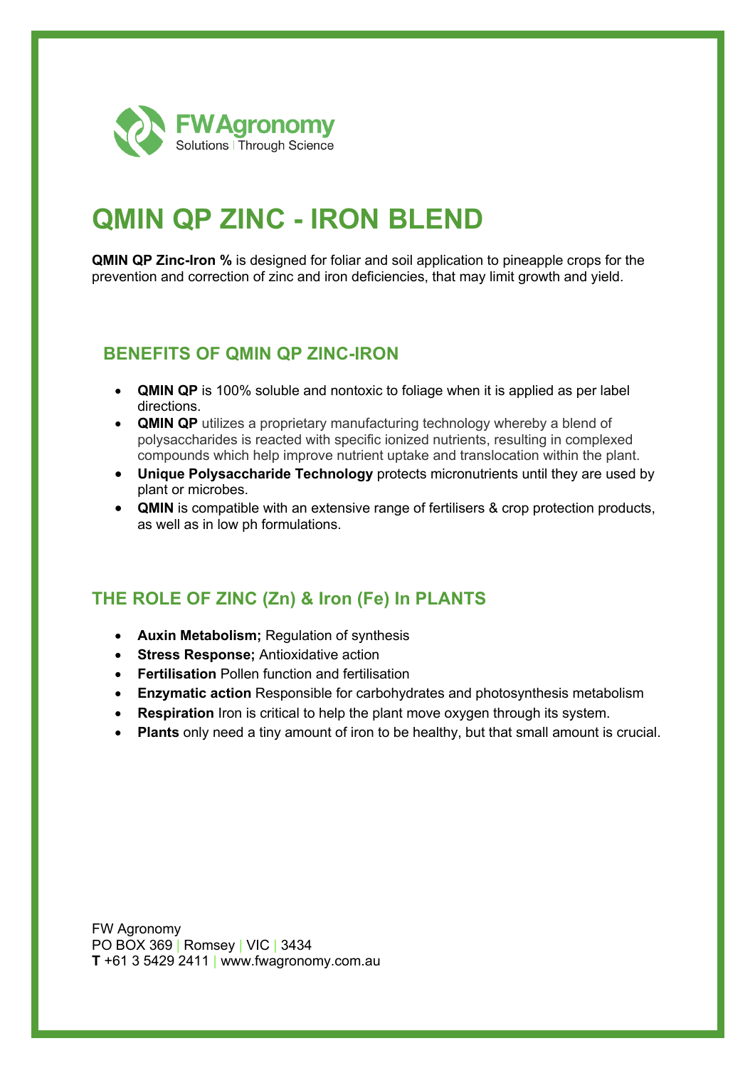FWAgronomy
Solutions | Through Science

# QMIN QP ZINC - IRON BLEND

**QMIN QP Zinc-Iron %** is designed for foliar and soil application to pineapple crops for the prevention and correction of zinc and iron deficiencies, that may limit growth and yield.

## BENEFITS OF QMIN QP ZINC-IRON

- **QMIN QP** is 100% soluble and nontoxic to foliage when it is applied as per label directions.
- **QMIN QP** utilizes a proprietary manufacturing technology whereby a blend of polysaccharides is reacted with specific ionized nutrients, resulting in complexed compounds which help improve nutrient uptake and translocation within the plant.
- **Unique Polysaccharide Technology** protects micronutrients until they are used by plant or microbes.
- **QMIN** is compatible with an extensive range of fertilisers & crop protection products, as well as in low ph formulations.

## THE ROLE OF ZINC (Zn) & Iron (Fe) In PLANTS

- **Auxin Metabolism;** Regulation of synthesis
- **Stress Response;** Antioxidative action
- **Fertilisation** Pollen function and fertilisation
- **Enzymatic action** Responsible for carbohydrates and photosynthesis metabolism
- **Respiration** Iron is critical to help the plant move oxygen through its system.
- **Plants** only need a tiny amount of iron to be healthy, but that small amount is crucial.

FW Agronomy
PO BOX 369 | Romsey | VIC | 3434
**T** +61 3 5429 2411 | www.fwagronomy.com.au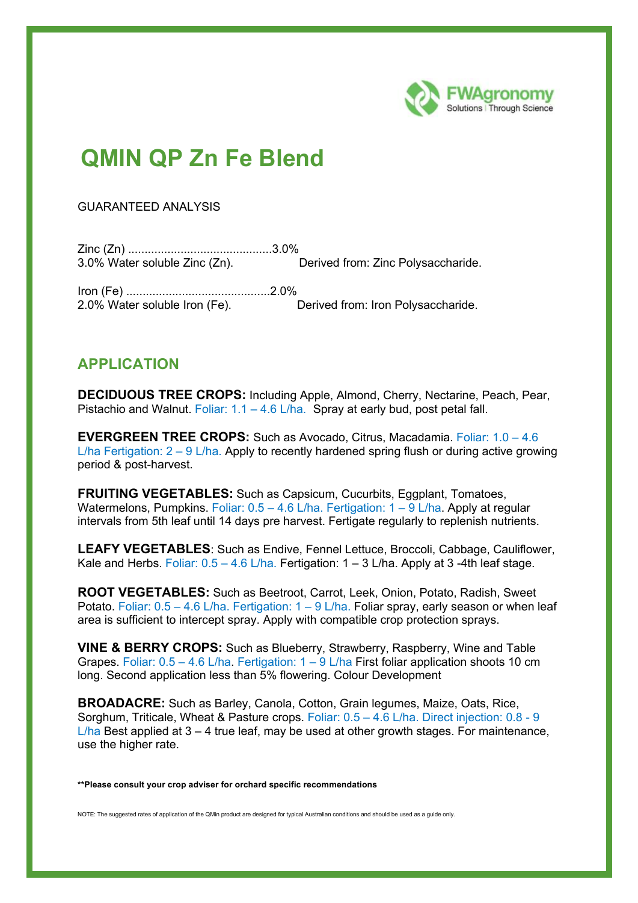FWAgronomy
Solutions | Through Science

# QMIN QP Zn Fe Blend

GUARANTEED ANALYSIS

Zinc (Zn) ............................................3.0%
3.0% Water soluble Zinc (Zn). Derived from: Zinc Polysaccharide.

Iron (Fe) ............................................2.0%
2.0% Water soluble Iron (Fe). Derived from: Iron Polysaccharide.

## APPLICATION

**DECIDUOUS TREE CROPS:** Including Apple, Almond, Cherry, Nectarine, Peach, Pear, Pistachio and Walnut. Foliar: 1.1 – 4.6 L/ha. Spray at early bud, post petal fall.

**EVERGREEN TREE CROPS:** Such as Avocado, Citrus, Macadamia. Foliar: 1.0 – 4.6 L/ha Fertigation: 2 – 9 L/ha. Apply to recently hardened spring flush or during active growing period & post-harvest.

**FRUITING VEGETABLES:** Such as Capsicum, Cucurbits, Eggplant, Tomatoes, Watermelons, Pumpkins. Foliar: 0.5 – 4.6 L/ha. Fertigation: 1 – 9 L/ha. Apply at regular intervals from 5th leaf until 14 days pre harvest. Fertigate regularly to replenish nutrients.

**LEAFY VEGETABLES**: Such as Endive, Fennel Lettuce, Broccoli, Cabbage, Cauliflower, Kale and Herbs. Foliar: 0.5 – 4.6 L/ha. Fertigation: 1 – 3 L/ha. Apply at 3 -4th leaf stage.

**ROOT VEGETABLES:** Such as Beetroot, Carrot, Leek, Onion, Potato, Radish, Sweet Potato. Foliar: 0.5 – 4.6 L/ha. Fertigation: 1 – 9 L/ha. Foliar spray, early season or when leaf area is sufficient to intercept spray. Apply with compatible crop protection sprays.

**VINE & BERRY CROPS:** Such as Blueberry, Strawberry, Raspberry, Wine and Table Grapes. Foliar: 0.5 – 4.6 L/ha. Fertigation: 1 – 9 L/ha First foliar application shoots 10 cm long. Second application less than 5% flowering. Colour Development

**BROADACRE:** Such as Barley, Canola, Cotton, Grain legumes, Maize, Oats, Rice, Sorghum, Triticale, Wheat & Pasture crops. Foliar: 0.5 – 4.6 L/ha. Direct injection: 0.8 - 9 L/ha Best applied at 3 – 4 true leaf, may be used at other growth stages. For maintenance, use the higher rate.

**\*\*Please consult your crop adviser for orchard specific recommendations**

NOTE: The suggested rates of application of the QMin product are designed for typical Australian conditions and should be used as a guide only.